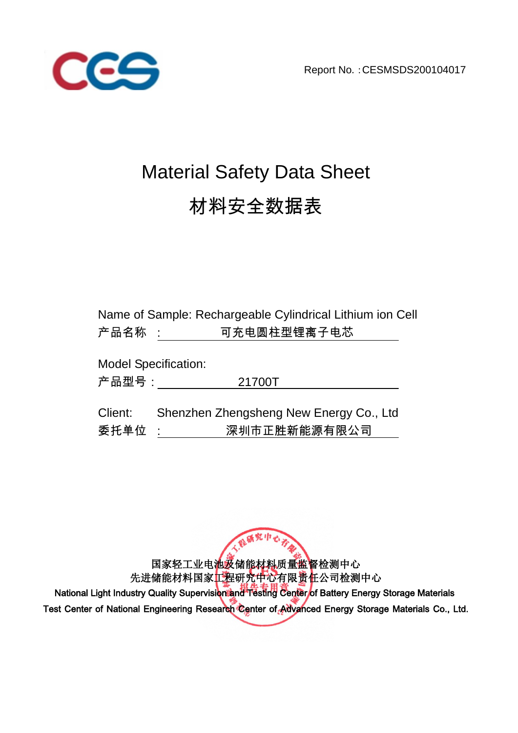Report No. :CESMSDS200104017

# Material Safety Data Sheet

# 材料安全数据表

Name of Sample: Rechargeable Cylindrical Lithium ion Cell
产品名称 ： 可充电圆柱型锂离子电芯

Model Specification:
产品型号： 21700T

Client: Shenzhen Zhengsheng New Energy Co., Ltd
委托单位 ： 深圳市正胜新能源有限公司

国家轻工业电池及储能材料质量监督检测中心
先进储能材料国家工程研究中心有限责任公司检测中心
**National Light Industry Quality Supervision and Testing Center of Battery Energy Storage Materials**
**Test Center of National Engineering Research Center of Advanced Energy Storage Materials Co., Ltd.**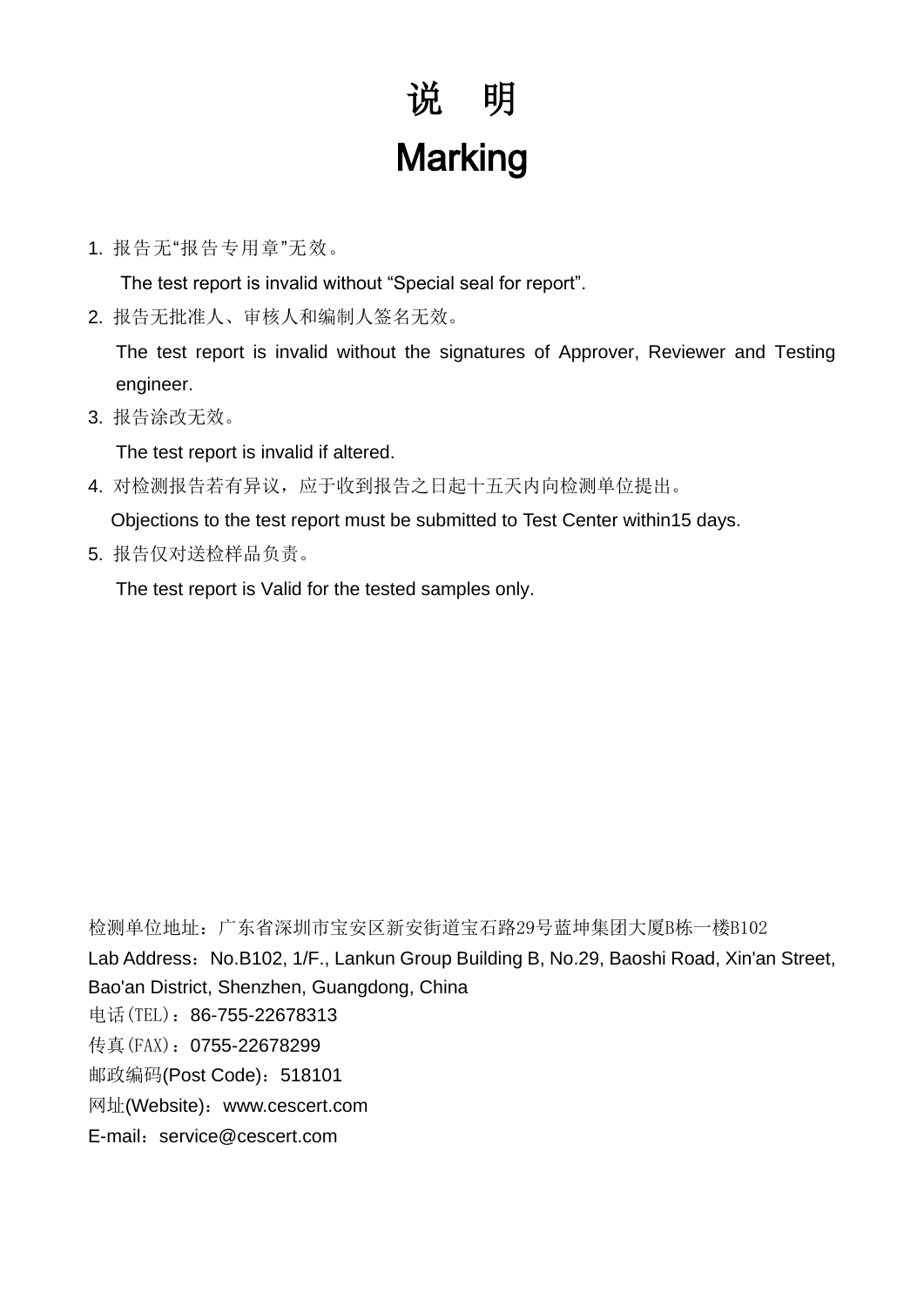# 说　明

# Marking

1. 报告无“报告专用章”无效。

   The test report is invalid without “Special seal for report”.

2. 报告无批准人、审核人和编制人签名无效。

   The test report is invalid without the signatures of Approver, Reviewer and Testing engineer.

3. 报告涂改无效。

   The test report is invalid if altered.

4. 对检测报告若有异议，应于收到报告之日起十五天内向检测单位提出。

   Objections to the test report must be submitted to Test Center within15 days.

5. 报告仅对送检样品负责。

   The test report is Valid for the tested samples only.

检测单位地址：广东省深圳市宝安区新安街道宝石路29号蓝坤集团大厦B栋一楼B102

Lab Address：No.B102, 1/F., Lankun Group Building B, No.29, Baoshi Road, Xin'an Street, Bao'an District, Shenzhen, Guangdong, China

电话(TEL)：86-755-22678313

传真(FAX)：0755-22678299

邮政编码(Post Code)：518101

网址(Website)：www.cescert.com

E-mail：service@cescert.com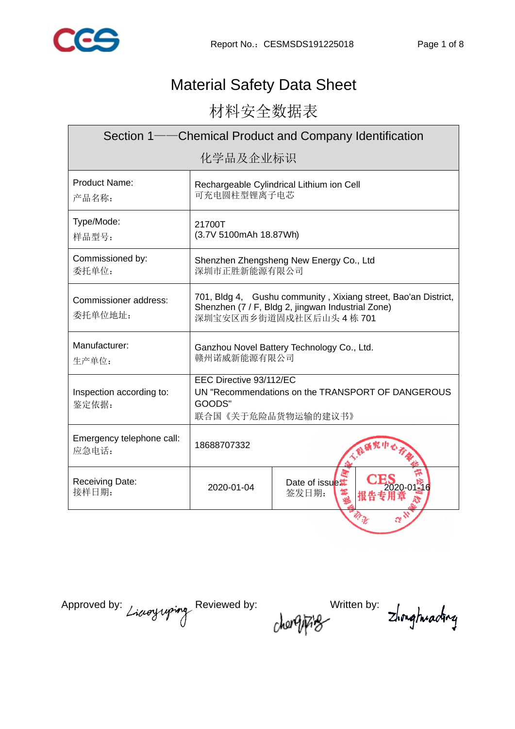# Material Safety Data Sheet

# 材料安全数据表

| Section 1——Chemical Product and Company Identification 化学品及企业标识 | | | |
|---|---|---|---|
| Product Name: 产品名称： | Rechargeable Cylindrical Lithium ion Cell 可充电圆柱型锂离子电芯 | | |
| Type/Mode: 样品型号： | 21700T (3.7V 5100mAh 18.87Wh) | | |
| Commissioned by: 委托单位： | Shenzhen Zhengsheng New Energy Co., Ltd 深圳市正胜新能源有限公司 | | |
| Commissioner address: 委托单位地址： | 701, Bldg 4, Gushu community , Xixiang street, Bao'an District, Shenzhen (7 / F, Bldg 2, jingwan Industrial Zone) 深圳宝安区西乡街道固戍社区后山头 4 栋 701 | | |
| Manufacturer: 生产单位： | Ganzhou Novel Battery Technology Co., Ltd. 赣州诺威新能源有限公司 | | |
| Inspection according to: 鉴定依据： | EEC Directive 93/112/EC UN "Recommendations on the TRANSPORT OF DANGEROUS GOODS" 联合国《关于危险品货物运输的建议书》 | | |
| Emergency telephone call: 应急电话： | 18688707332 | | |
| Receiving Date: 接样日期： | 2020-01-04 | Date of issue: 签发日期： | 2020-01-16 |

Approved by: Liaoyuping Reviewed by: chenqiping Written by: Zhonghuadong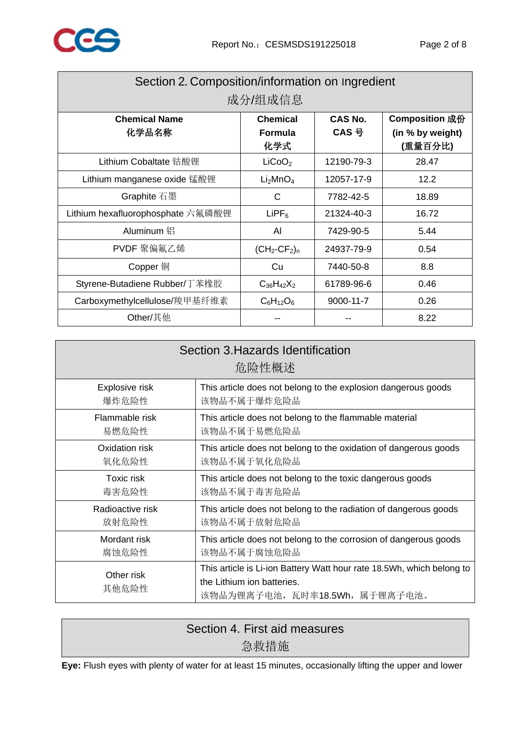## Section 2. Composition/information on Ingredient 成分/组成信息

| Chemical Name 化学品名称 | Chemical Formula 化学式 | CAS No. CAS 号 | Composition 成份 (in % by weight) (重量百分比) |
|---|---|---|---|
| Lithium Cobaltate 钴酸锂 | $LiCoO_2$ | 12190-79-3 | 28.47 |
| Lithium manganese oxide 锰酸锂 | $Li_2MnO_4$ | 12057-17-9 | 12.2 |
| Graphite 石墨 | C | 7782-42-5 | 18.89 |
| Lithium hexafluorophosphate 六氟磷酸锂 | $LiPF_6$ | 21324-40-3 | 16.72 |
| Aluminum 铝 | Al | 7429-90-5 | 5.44 |
| PVDF 聚偏氟乙烯 | $(CH_2\text{-}CF_2)_n$ | 24937-79-9 | 0.54 |
| Copper 铜 | Cu | 7440-50-8 | 8.8 |
| Styrene-Butadiene Rubber/丁苯橡胶 | $C_{36}H_{42}X_2$ | 61789-96-6 | 0.46 |
| Carboxymethylcellulose/羧甲基纤维素 | $C_6H_{12}O_6$ | 9000-11-7 | 0.26 |
| Other/其他 | -- | -- | 8.22 |

## Section 3.Hazards Identification 危险性概述

| | |
|---|---|
| Explosive risk 爆炸危险性 | This article does not belong to the explosion dangerous goods 该物品不属于爆炸危险品 |
| Flammable risk 易燃危险性 | This article does not belong to the flammable material 该物品不属于易燃危险品 |
| Oxidation risk 氧化危险性 | This article does not belong to the oxidation of dangerous goods 该物品不属于氧化危险品 |
| Toxic risk 毒害危险性 | This article does not belong to the toxic dangerous goods 该物品不属于毒害危险品 |
| Radioactive risk 放射危险性 | This article does not belong to the radiation of dangerous goods 该物品不属于放射危险品 |
| Mordant risk 腐蚀危险性 | This article does not belong to the corrosion of dangerous goods 该物品不属于腐蚀危险品 |
| Other risk 其他危险性 | This article is Li-ion Battery Watt hour rate 18.5Wh, which belong to the Lithium ion batteries. 该物品为锂离子电池，瓦时率18.5Wh，属于锂离子电池。 |

## Section 4. First aid measures 急救措施

**Eye:** Flush eyes with plenty of water for at least 15 minutes, occasionally lifting the upper and lower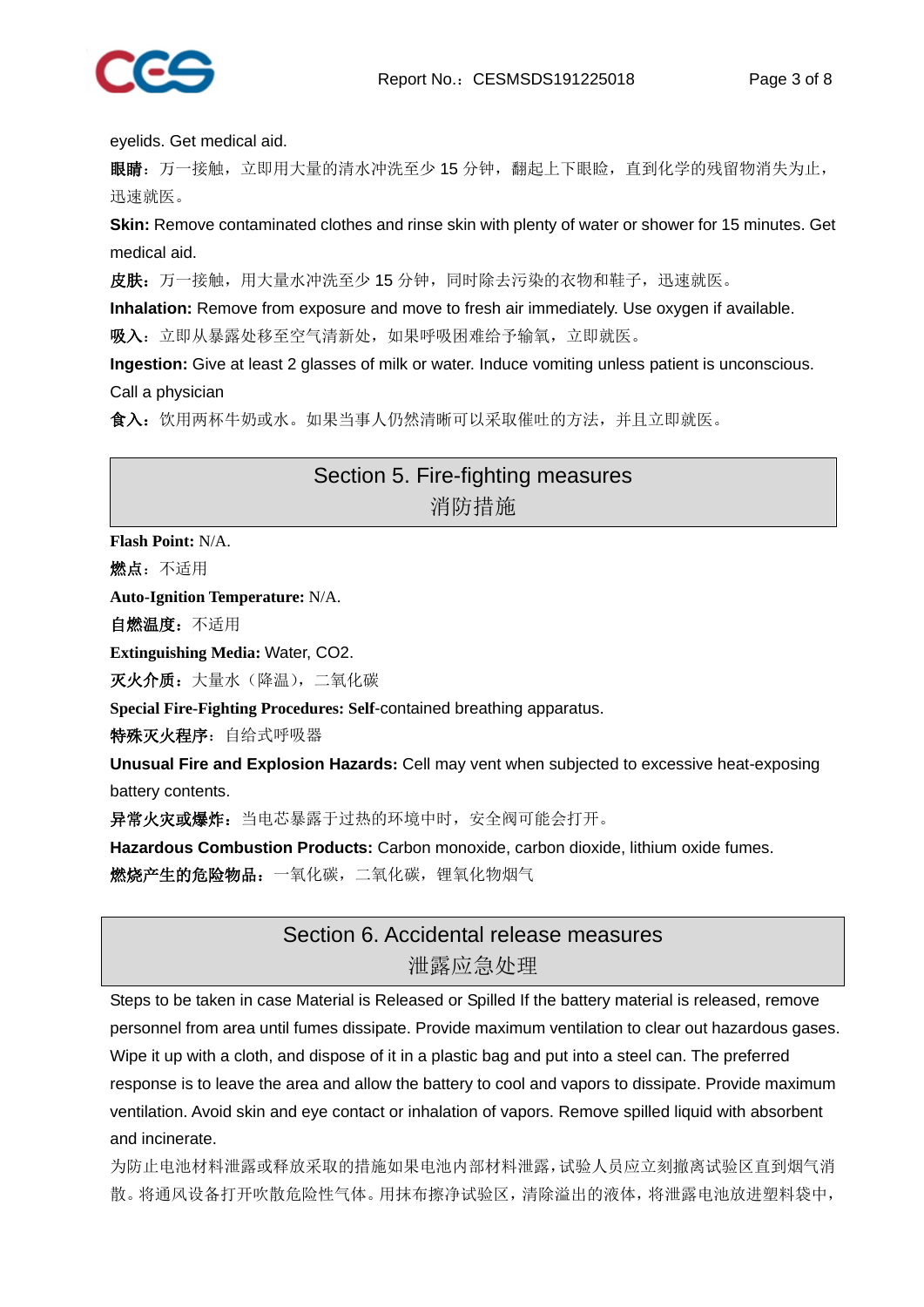eyelids. Get medical aid.

**眼睛：**万一接触，立即用大量的清水冲洗至少 15 分钟，翻起上下眼睑，直到化学的残留物消失为止，迅速就医。

**Skin:** Remove contaminated clothes and rinse skin with plenty of water or shower for 15 minutes. Get medical aid.

**皮肤：**万一接触，用大量水冲洗至少 15 分钟，同时除去污染的衣物和鞋子，迅速就医。

**Inhalation:** Remove from exposure and move to fresh air immediately. Use oxygen if available.

**吸入：**立即从暴露处移至空气清新处，如果呼吸困难给予输氧，立即就医。

**Ingestion:** Give at least 2 glasses of milk or water. Induce vomiting unless patient is unconscious. Call a physician

**食入：**饮用两杯牛奶或水。如果当事人仍然清晰可以采取催吐的方法，并且立即就医。

## Section 5. Fire-fighting measures
## 消防措施

**Flash Point:** N/A.

**燃点：**不适用

**Auto-Ignition Temperature:** N/A.

**自燃温度：**不适用

**Extinguishing Media:** Water, CO2.

**灭火介质：**大量水（降温），二氧化碳

**Special Fire-Fighting Procedures: Self**-contained breathing apparatus.

**特殊灭火程序：**自给式呼吸器

**Unusual Fire and Explosion Hazards:** Cell may vent when subjected to excessive heat-exposing battery contents.

**异常火灾或爆炸：**当电芯暴露于过热的环境中时，安全阀可能会打开。

**Hazardous Combustion Products:** Carbon monoxide, carbon dioxide, lithium oxide fumes.

**燃烧产生的危险物品：**一氧化碳，二氧化碳，锂氧化物烟气

## Section 6. Accidental release measures
## 泄露应急处理

Steps to be taken in case Material is Released or Spilled If the battery material is released, remove personnel from area until fumes dissipate. Provide maximum ventilation to clear out hazardous gases. Wipe it up with a cloth, and dispose of it in a plastic bag and put into a steel can. The preferred response is to leave the area and allow the battery to cool and vapors to dissipate. Provide maximum ventilation. Avoid skin and eye contact or inhalation of vapors. Remove spilled liquid with absorbent and incinerate.

为防止电池材料泄露或释放采取的措施如果电池内部材料泄露，试验人员应立刻撤离试验区直到烟气消散。将通风设备打开吹散危险性气体。用抹布擦净试验区，清除溢出的液体，将泄露电池放进塑料袋中，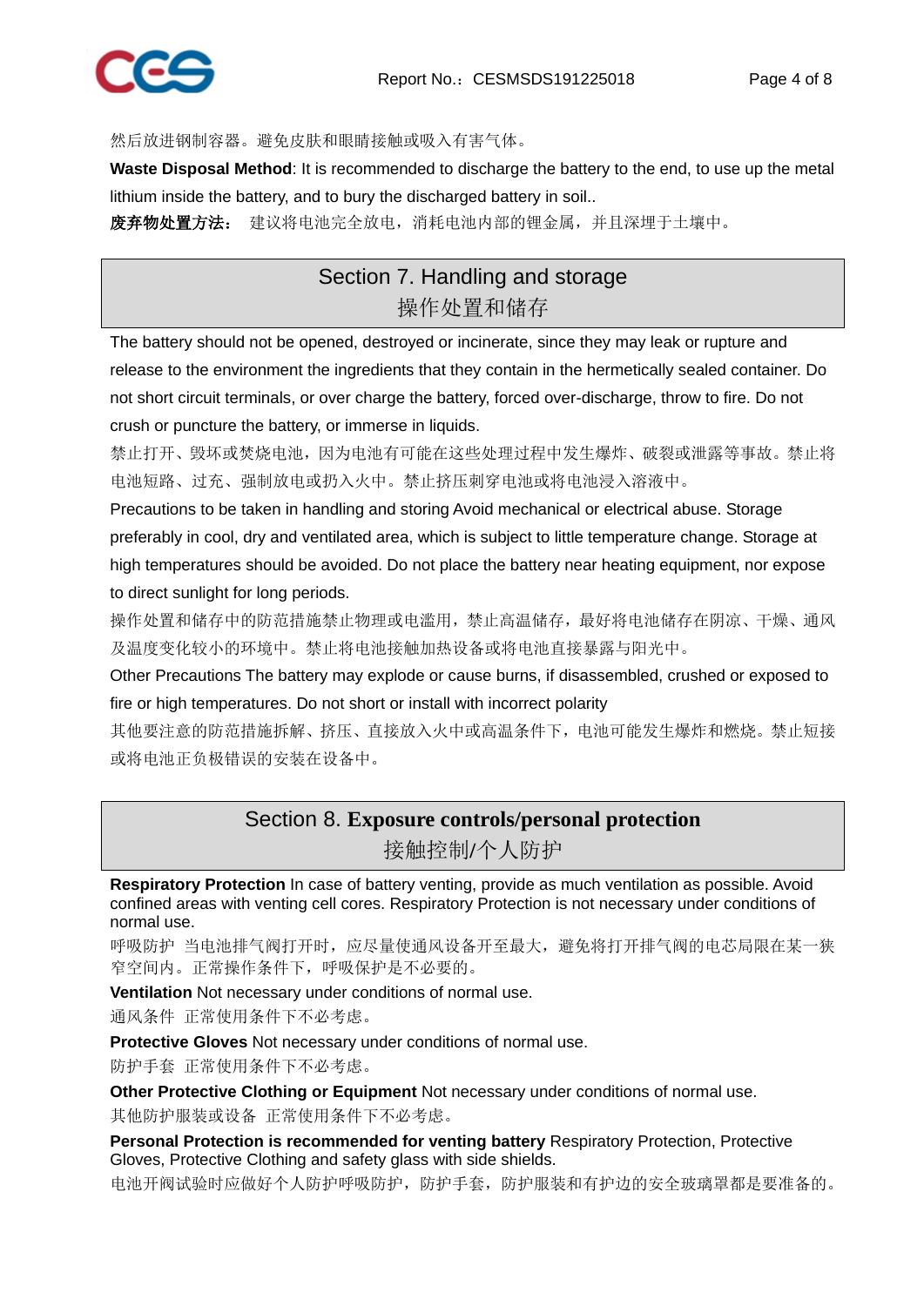然后放进钢制容器。避免皮肤和眼睛接触或吸入有害气体。

**Waste Disposal Method**: It is recommended to discharge the battery to the end, to use up the metal lithium inside the battery, and to bury the discharged battery in soil..

**废弃物处置方法：** 建议将电池完全放电，消耗电池内部的锂金属，并且深埋于土壤中。

## Section 7. Handling and storage
## 操作处置和储存

The battery should not be opened, destroyed or incinerate, since they may leak or rupture and release to the environment the ingredients that they contain in the hermetically sealed container. Do not short circuit terminals, or over charge the battery, forced over-discharge, throw to fire. Do not crush or puncture the battery, or immerse in liquids.

禁止打开、毁坏或焚烧电池，因为电池有可能在这些处理过程中发生爆炸、破裂或泄露等事故。禁止将电池短路、过充、强制放电或扔入火中。禁止挤压刺穿电池或将电池浸入溶液中。

Precautions to be taken in handling and storing Avoid mechanical or electrical abuse. Storage preferably in cool, dry and ventilated area, which is subject to little temperature change. Storage at high temperatures should be avoided. Do not place the battery near heating equipment, nor expose to direct sunlight for long periods.

操作处置和储存中的防范措施禁止物理或电滥用，禁止高温储存，最好将电池储存在阴凉、干燥、通风及温度变化较小的环境中。禁止将电池接触加热设备或将电池直接暴露与阳光中。

Other Precautions The battery may explode or cause burns, if disassembled, crushed or exposed to fire or high temperatures. Do not short or install with incorrect polarity

其他要注意的防范措施拆解、挤压、直接放入火中或高温条件下，电池可能发生爆炸和燃烧。禁止短接或将电池正负极错误的安装在设备中。

## Section 8. **Exposure controls/personal protection**
## 接触控制/个人防护

**Respiratory Protection** In case of battery venting, provide as much ventilation as possible. Avoid confined areas with venting cell cores. Respiratory Protection is not necessary under conditions of normal use.

呼吸防护 当电池排气阀打开时，应尽量使通风设备开至最大，避免将打开排气阀的电芯局限在某一狭窄空间内。正常操作条件下，呼吸保护是不必要的。

**Ventilation** Not necessary under conditions of normal use.

通风条件 正常使用条件下不必考虑。

**Protective Gloves** Not necessary under conditions of normal use.

防护手套 正常使用条件下不必考虑。

**Other Protective Clothing or Equipment** Not necessary under conditions of normal use.

其他防护服装或设备 正常使用条件下不必考虑。

**Personal Protection is recommended for venting battery** Respiratory Protection, Protective Gloves, Protective Clothing and safety glass with side shields.

电池开阀试验时应做好个人防护呼吸防护，防护手套，防护服装和有护边的安全玻璃罩都是要准备的。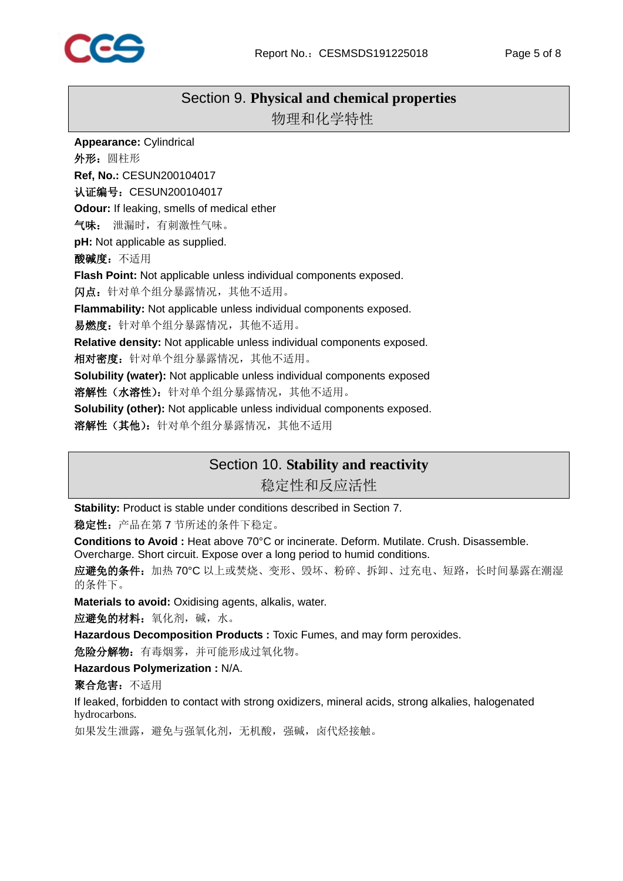## Section 9. Physical and chemical properties
## 物理和化学特性

**Appearance:** Cylindrical

**外形：**圆柱形

**Ref, No.:** CESUN200104017

**认证编号：**CESUN200104017

**Odour:** If leaking, smells of medical ether

**气味：** 泄漏时，有刺激性气味。

**pH:** Not applicable as supplied.

**酸碱度：**不适用

**Flash Point:** Not applicable unless individual components exposed.

**闪点：**针对单个组分暴露情况，其他不适用。

**Flammability:** Not applicable unless individual components exposed.

**易燃度：**针对单个组分暴露情况，其他不适用。

**Relative density:** Not applicable unless individual components exposed.

**相对密度：**针对单个组分暴露情况，其他不适用。

**Solubility (water):** Not applicable unless individual components exposed

**溶解性（水溶性）：**针对单个组分暴露情况，其他不适用。

**Solubility (other):** Not applicable unless individual components exposed.

**溶解性（其他）：**针对单个组分暴露情况，其他不适用

## Section 10. Stability and reactivity
## 稳定性和反应活性

**Stability:** Product is stable under conditions described in Section 7.

**稳定性：**产品在第 7 节所述的条件下稳定。

**Conditions to Avoid :** Heat above 70°C or incinerate. Deform. Mutilate. Crush. Disassemble. Overcharge. Short circuit. Expose over a long period to humid conditions.

**应避免的条件：**加热 70°C 以上或焚烧、变形、毁坏、粉碎、拆卸、过充电、短路，长时间暴露在潮湿的条件下。

**Materials to avoid:** Oxidising agents, alkalis, water.

**应避免的材料：**氧化剂，碱，水。

**Hazardous Decomposition Products :** Toxic Fumes, and may form peroxides.

**危险分解物：**有毒烟雾，并可能形成过氧化物。

**Hazardous Polymerization :** N/A.

**聚合危害：**不适用

If leaked, forbidden to contact with strong oxidizers, mineral acids, strong alkalies, halogenated hydrocarbons.

如果发生泄露，避免与强氧化剂，无机酸，强碱，卤代烃接触。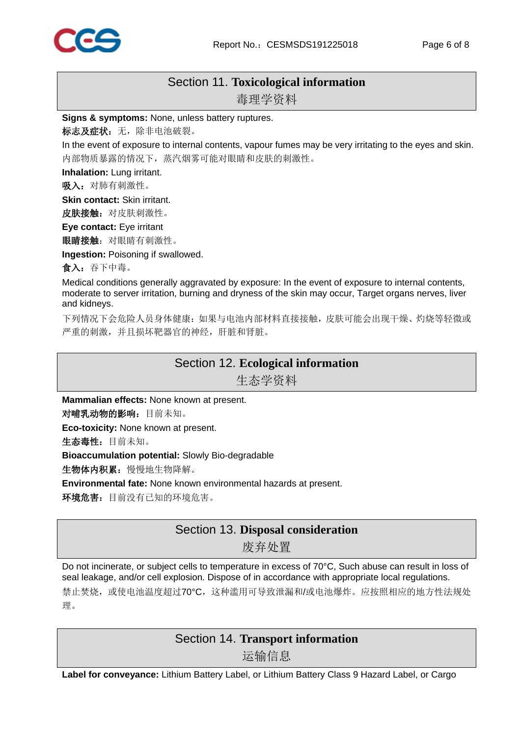## Section 11. Toxicological information
## 毒理学资料

**Signs & symptoms:** None, unless battery ruptures.

**标志及症状：**无，除非电池破裂。

In the event of exposure to internal contents, vapour fumes may be very irritating to the eyes and skin.

内部物质暴露的情况下，蒸汽烟雾可能对眼睛和皮肤的刺激性。

**Inhalation:** Lung irritant.

**吸入：**对肺有刺激性。

**Skin contact:** Skin irritant.

**皮肤接触：**对皮肤刺激性。

**Eye contact:** Eye irritant

**眼睛接触：**对眼睛有刺激性。

**Ingestion:** Poisoning if swallowed.

**食入：**吞下中毒。

Medical conditions generally aggravated by exposure: In the event of exposure to internal contents, moderate to server irritation, burning and dryness of the skin may occur, Target organs nerves, liver and kidneys.

下列情况下会危险人员身体健康：如果与电池内部材料直接接触，皮肤可能会出现干燥、灼烧等轻微或严重的刺激，并且损坏靶器官的神经，肝脏和肾脏。

## Section 12. Ecological information
## 生态学资料

**Mammalian effects:** None known at present.

**对哺乳动物的影响：**目前未知。

**Eco-toxicity:** None known at present.

**生态毒性：**目前未知。

**Bioaccumulation potential:** Slowly Bio-degradable

**生物体内积累：**慢慢地生物降解。

**Environmental fate:** None known environmental hazards at present.

**环境危害：**目前没有已知的环境危害。

## Section 13. Disposal consideration
## 废弃处置

Do not incinerate, or subject cells to temperature in excess of 70°C, Such abuse can result in loss of seal leakage, and/or cell explosion. Dispose of in accordance with appropriate local regulations.

禁止焚烧，或使电池温度超过70°C，这种滥用可导致泄漏和/或电池爆炸。应按照相应的地方性法规处理。

## Section 14. Transport information
## 运输信息

**Label for conveyance:** Lithium Battery Label, or Lithium Battery Class 9 Hazard Label, or Cargo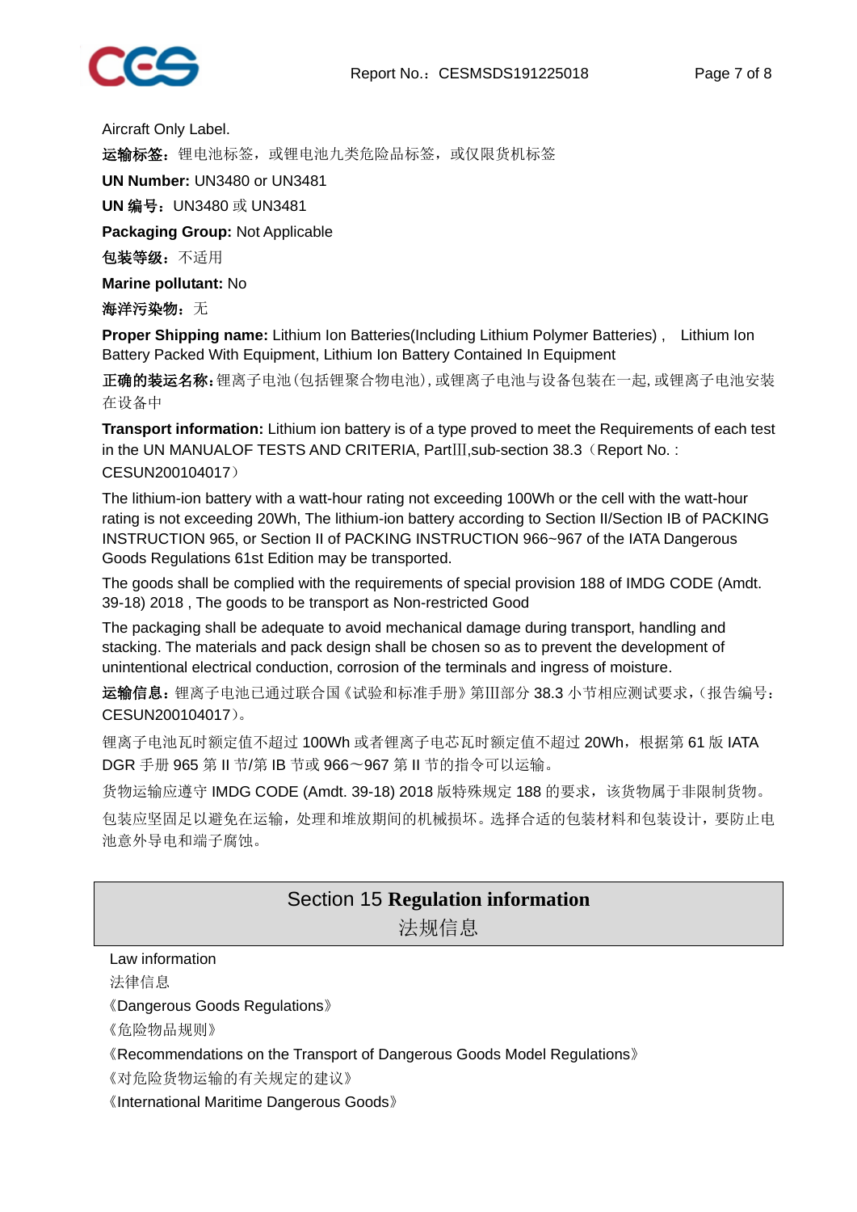Aircraft Only Label.

**运输标签：**锂电池标签，或锂电池九类危险品标签，或仅限货机标签

**UN Number:** UN3480 or UN3481

**UN 编号：**UN3480 或 UN3481

**Packaging Group:** Not Applicable

**包装等级：**不适用

**Marine pollutant:** No

**海洋污染物：**无

**Proper Shipping name:** Lithium Ion Batteries(Including Lithium Polymer Batteries) , Lithium Ion Battery Packed With Equipment, Lithium Ion Battery Contained In Equipment

**正确的装运名称：**锂离子电池(包括锂聚合物电池)，或锂离子电池与设备包装在一起, 或锂离子电池安装在设备中

**Transport information:** Lithium ion battery is of a type proved to meet the Requirements of each test in the UN MANUALOF TESTS AND CRITERIA, PartⅢ,sub-section 38.3（Report No. : CESUN200104017）

The lithium-ion battery with a watt-hour rating not exceeding 100Wh or the cell with the watt-hour rating is not exceeding 20Wh, The lithium-ion battery according to Section II/Section IB of PACKING INSTRUCTION 965, or Section II of PACKING INSTRUCTION 966~967 of the IATA Dangerous Goods Regulations 61st Edition may be transported.

The goods shall be complied with the requirements of special provision 188 of IMDG CODE (Amdt. 39-18) 2018 , The goods to be transport as Non-restricted Good

The packaging shall be adequate to avoid mechanical damage during transport, handling and stacking. The materials and pack design shall be chosen so as to prevent the development of unintentional electrical conduction, corrosion of the terminals and ingress of moisture.

**运输信息：**锂离子电池已通过联合国《试验和标准手册》第Ⅲ部分 38.3 小节相应测试要求，(报告编号：CESUN200104017)。

锂离子电池瓦时额定值不超过 100Wh 或者锂离子电芯瓦时额定值不超过 20Wh，根据第 61 版 IATA DGR 手册 965 第 II 节/第 IB 节或 966～967 第 II 节的指令可以运输。

货物运输应遵守 IMDG CODE (Amdt. 39-18) 2018 版特殊规定 188 的要求，该货物属于非限制货物。

包装应坚固足以避免在运输，处理和堆放期间的机械损坏。选择合适的包装材料和包装设计，要防止电池意外导电和端子腐蚀。

## Section 15 Regulation information
## 法规信息

Law information

法律信息

《Dangerous Goods Regulations》

《危险物品规则》

《Recommendations on the Transport of Dangerous Goods Model Regulations》

《对危险货物运输的有关规定的建议》

《International Maritime Dangerous Goods》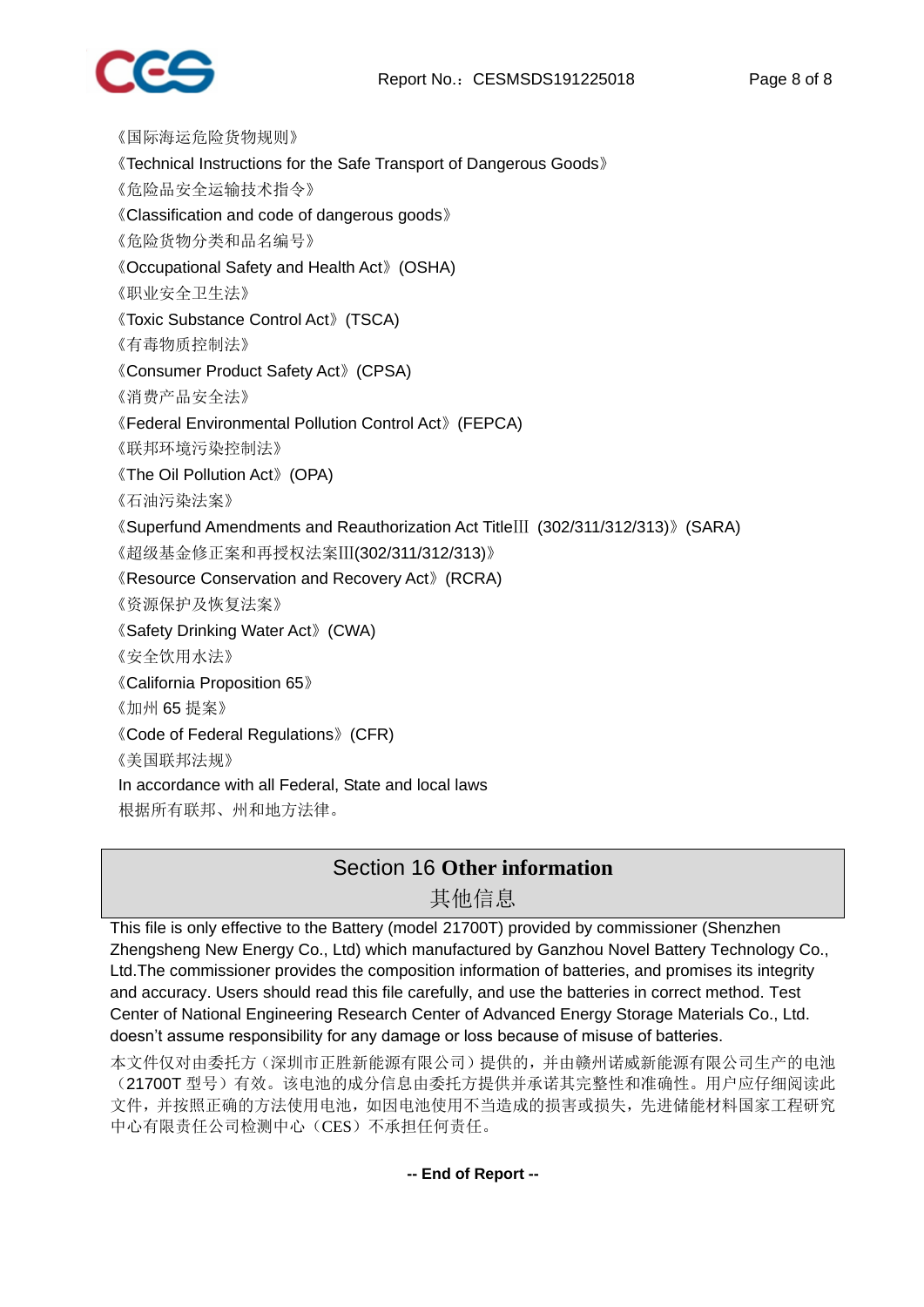《国际海运危险货物规则》

《Technical Instructions for the Safe Transport of Dangerous Goods》

《危险品安全运输技术指令》

《Classification and code of dangerous goods》

《危险货物分类和品名编号》

《Occupational Safety and Health Act》(OSHA)

《职业安全卫生法》

《Toxic Substance Control Act》(TSCA)

《有毒物质控制法》

《Consumer Product Safety Act》(CPSA)

《消费产品安全法》

《Federal Environmental Pollution Control Act》(FEPCA)

《联邦环境污染控制法》

《The Oil Pollution Act》(OPA)

《石油污染法案》

《Superfund Amendments and Reauthorization Act TitleIII (302/311/312/313)》(SARA)

《超级基金修正案和再授权法案III(302/311/312/313)》

《Resource Conservation and Recovery Act》(RCRA)

《资源保护及恢复法案》

《Safety Drinking Water Act》(CWA)

《安全饮用水法》

《California Proposition 65》

《加州 65 提案》

《Code of Federal Regulations》(CFR)

《美国联邦法规》

In accordance with all Federal, State and local laws

根据所有联邦、州和地方法律。

## Section 16 **Other information**
## 其他信息

This file is only effective to the Battery (model 21700T) provided by commissioner (Shenzhen Zhengsheng New Energy Co., Ltd) which manufactured by Ganzhou Novel Battery Technology Co., Ltd.The commissioner provides the composition information of batteries, and promises its integrity and accuracy. Users should read this file carefully, and use the batteries in correct method. Test Center of National Engineering Research Center of Advanced Energy Storage Materials Co., Ltd. doesn't assume responsibility for any damage or loss because of misuse of batteries.

本文件仅对由委托方（深圳市正胜新能源有限公司）提供的，并由赣州诺威新能源有限公司生产的电池（21700T 型号）有效。该电池的成分信息由委托方提供并承诺其完整性和准确性。用户应仔细阅读此文件，并按照正确的方法使用电池，如因电池使用不当造成的损害或损失，先进储能材料国家工程研究中心有限责任公司检测中心（CES）不承担任何责任。

**-- End of Report --**